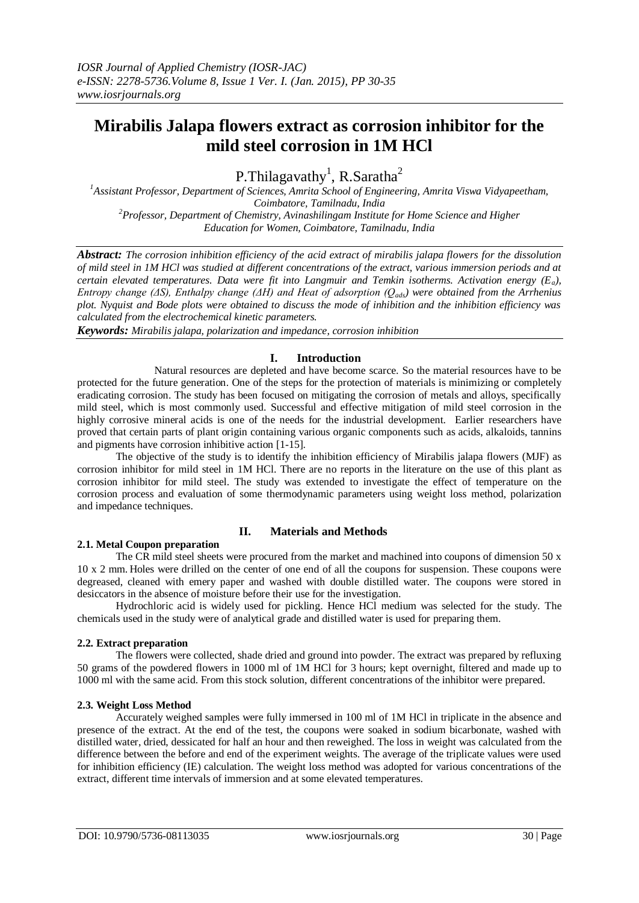# Mirabilis Jalapa flowers extract as corrosion inhibitor for the mild steel corrosion in 1M HCl

P.Thilagavathy[1], R.Saratha[2]

[1]Assistant Professor, Department of Sciences, Amrita School of Engineering, Amrita Viswa Vidyapeetham, Coimbatore, Tamilnadu, India
[2]Professor, Department of Chemistry, Avinashilingam Institute for Home Science and Higher Education for Women, Coimbatore, Tamilnadu, India

***Abstract:*** *The corrosion inhibition efficiency of the acid extract of mirabilis jalapa flowers for the dissolution of mild steel in 1M HCl was studied at different concentrations of the extract, various immersion periods and at certain elevated temperatures. Data were fit into Langmuir and Temkin isotherms. Activation energy ($E_a$), Entropy change ($\Delta S$), Enthalpy change ($\Delta H$) and Heat of adsorption ($Q_{ads}$) were obtained from the Arrhenius plot. Nyquist and Bode plots were obtained to discuss the mode of inhibition and the inhibition efficiency was calculated from the electrochemical kinetic parameters.*

***Keywords:*** *Mirabilis jalapa, polarization and impedance, corrosion inhibition*

## I. Introduction

Natural resources are depleted and have become scarce. So the material resources have to be protected for the future generation. One of the steps for the protection of materials is minimizing or completely eradicating corrosion. The study has been focused on mitigating the corrosion of metals and alloys, specifically mild steel, which is most commonly used. Successful and effective mitigation of mild steel corrosion in the highly corrosive mineral acids is one of the needs for the industrial development. Earlier researchers have proved that certain parts of plant origin containing various organic components such as acids, alkaloids, tannins and pigments have corrosion inhibitive action [1-15].

The objective of the study is to identify the inhibition efficiency of Mirabilis jalapa flowers (MJF) as corrosion inhibitor for mild steel in 1M HCl. There are no reports in the literature on the use of this plant as corrosion inhibitor for mild steel. The study was extended to investigate the effect of temperature on the corrosion process and evaluation of some thermodynamic parameters using weight loss method, polarization and impedance techniques.

## II. Materials and Methods

### 2.1. Metal Coupon preparation

The CR mild steel sheets were procured from the market and machined into coupons of dimension 50 x 10 x 2 mm. Holes were drilled on the center of one end of all the coupons for suspension. These coupons were degreased, cleaned with emery paper and washed with double distilled water. The coupons were stored in desiccators in the absence of moisture before their use for the investigation.

Hydrochloric acid is widely used for pickling. Hence HCl medium was selected for the study. The chemicals used in the study were of analytical grade and distilled water is used for preparing them.

### 2.2. Extract preparation

The flowers were collected, shade dried and ground into powder. The extract was prepared by refluxing 50 grams of the powdered flowers in 1000 ml of 1M HCl for 3 hours; kept overnight, filtered and made up to 1000 ml with the same acid. From this stock solution, different concentrations of the inhibitor were prepared.

### 2.3. Weight Loss Method

Accurately weighed samples were fully immersed in 100 ml of 1M HCl in triplicate in the absence and presence of the extract. At the end of the test, the coupons were soaked in sodium bicarbonate, washed with distilled water, dried, dessicated for half an hour and then reweighed. The loss in weight was calculated from the difference between the before and end of the experiment weights. The average of the triplicate values were used for inhibition efficiency (IE) calculation. The weight loss method was adopted for various concentrations of the extract, different time intervals of immersion and at some elevated temperatures.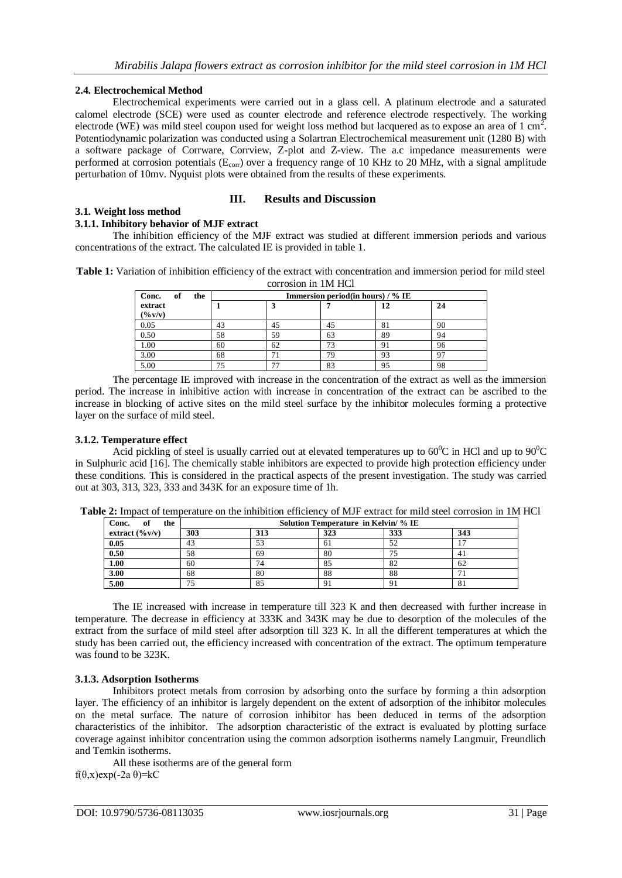### 2.4. Electrochemical Method

Electrochemical experiments were carried out in a glass cell. A platinum electrode and a saturated calomel electrode (SCE) were used as counter electrode and reference electrode respectively. The working electrode (WE) was mild steel coupon used for weight loss method but lacquered as to expose an area of 1 $cm^2$. Potentiodynamic polarization was conducted using a Solartran Electrochemical measurement unit (1280 B) with a software package of Corrware, Corrview, Z-plot and Z-view. The a.c impedance measurements were performed at corrosion potentials ($E_{corr}$) over a frequency range of 10 KHz to 20 MHz, with a signal amplitude perturbation of 10mv. Nyquist plots were obtained from the results of these experiments.

## III. Results and Discussion

### 3.1. Weight loss method

#### 3.1.1. Inhibitory behavior of MJF extract

The inhibition efficiency of the MJF extract was studied at different immersion periods and various concentrations of the extract. The calculated IE is provided in table 1.

**Table 1:** Variation of inhibition efficiency of the extract with concentration and immersion period for mild steel corrosion in 1M HCl

| Conc. of the extract (%v/v) | Immersion period(in hours) / % IE | | | | |
|---|---|---|---|---|---|
| | 1 | 3 | 7 | 12 | 24 |
| 0.05 | 43 | 45 | 45 | 81 | 90 |
| 0.50 | 58 | 59 | 63 | 89 | 94 |
| 1.00 | 60 | 62 | 73 | 91 | 96 |
| 3.00 | 68 | 71 | 79 | 93 | 97 |
| 5.00 | 75 | 77 | 83 | 95 | 98 |

The percentage IE improved with increase in the concentration of the extract as well as the immersion period. The increase in inhibitive action with increase in concentration of the extract can be ascribed to the increase in blocking of active sites on the mild steel surface by the inhibitor molecules forming a protective layer on the surface of mild steel.

#### 3.1.2. Temperature effect

Acid pickling of steel is usually carried out at elevated temperatures up to $60^0$C in HCl and up to $90^0$C in Sulphuric acid [16]. The chemically stable inhibitors are expected to provide high protection efficiency under these conditions. This is considered in the practical aspects of the present investigation. The study was carried out at 303, 313, 323, 333 and 343K for an exposure time of 1h.

**Table 2:** Impact of temperature on the inhibition efficiency of MJF extract for mild steel corrosion in 1M HCl

| Conc. of the extract (%v/v) | Solution Temperature in Kelvin/ % IE | | | | |
|---|---|---|---|---|---|
| | 303 | 313 | 323 | 333 | 343 |
| **0.05** | 43 | 53 | 61 | 52 | 17 |
| **0.50** | 58 | 69 | 80 | 75 | 41 |
| **1.00** | 60 | 74 | 85 | 82 | 62 |
| **3.00** | 68 | 80 | 88 | 88 | 71 |
| **5.00** | 75 | 85 | 91 | 91 | 81 |

The IE increased with increase in temperature till 323 K and then decreased with further increase in temperature. The decrease in efficiency at 333K and 343K may be due to desorption of the molecules of the extract from the surface of mild steel after adsorption till 323 K. In all the different temperatures at which the study has been carried out, the efficiency increased with concentration of the extract. The optimum temperature was found to be 323K.

#### 3.1.3. Adsorption Isotherms

Inhibitors protect metals from corrosion by adsorbing onto the surface by forming a thin adsorption layer. The efficiency of an inhibitor is largely dependent on the extent of adsorption of the inhibitor molecules on the metal surface. The nature of corrosion inhibitor has been deduced in terms of the adsorption characteristics of the inhibitor. The adsorption characteristic of the extract is evaluated by plotting surface coverage against inhibitor concentration using the common adsorption isotherms namely Langmuir, Freundlich and Temkin isotherms.

All these isotherms are of the general form

$$f(\theta,x)\exp(-2a\,\theta)=kC$$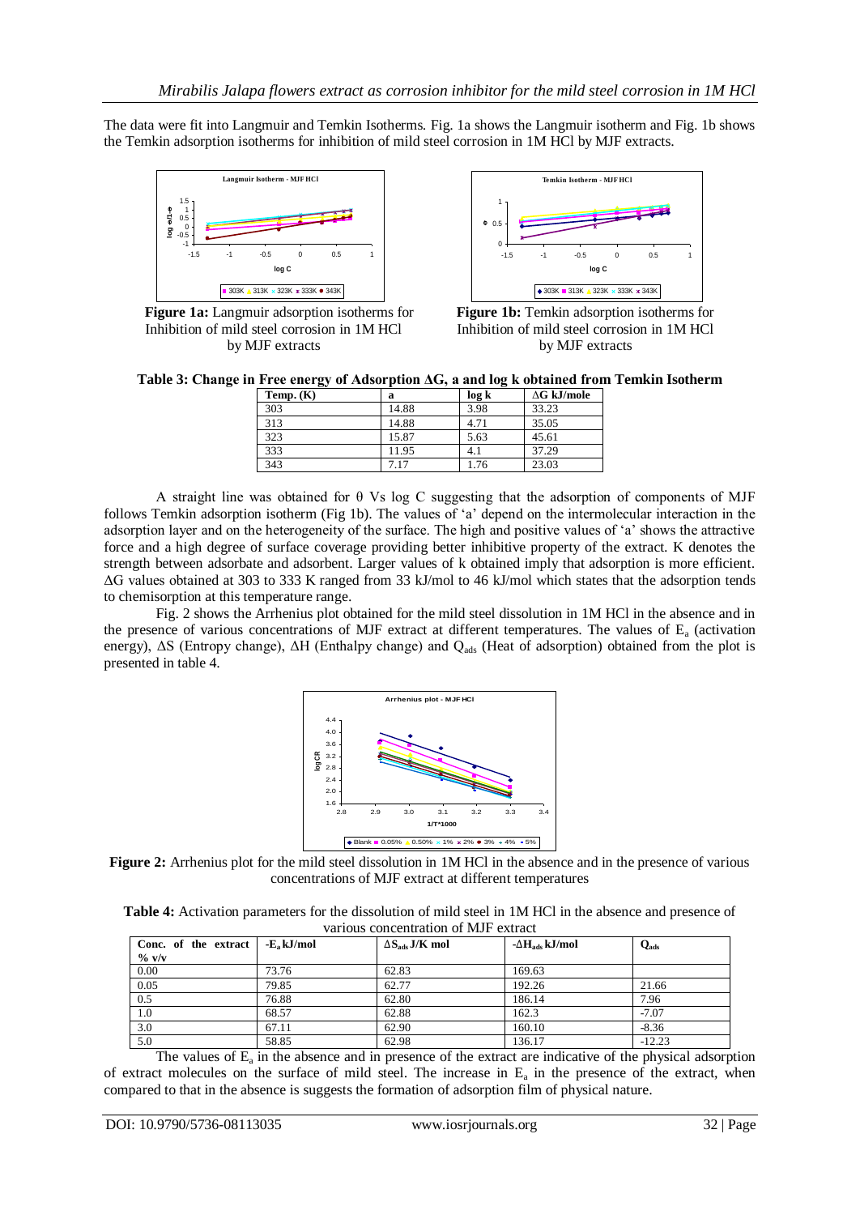The data were fit into Langmuir and Temkin Isotherms. Fig. 1a shows the Langmuir isotherm and Fig. 1b shows the Temkin adsorption isotherms for inhibition of mild steel corrosion in 1M HCl by MJF extracts.

**Figure 1a:** Langmuir adsorption isotherms for Inhibition of mild steel corrosion in 1M HCl by MJF extracts

**Figure 1b:** Temkin adsorption isotherms for Inhibition of mild steel corrosion in 1M HCl by MJF extracts

**Table 3: Change in Free energy of Adsorption ΔG, a and log k obtained from Temkin Isotherm**

| Temp. (K) | a | log k | ΔG kJ/mole |
|---|---|---|---|
| 303 | 14.88 | 3.98 | 33.23 |
| 313 | 14.88 | 4.71 | 35.05 |
| 323 | 15.87 | 5.63 | 45.61 |
| 333 | 11.95 | 4.1 | 37.29 |
| 343 | 7.17 | 1.76 | 23.03 |

A straight line was obtained for θ Vs log C suggesting that the adsorption of components of MJF follows Temkin adsorption isotherm (Fig 1b). The values of 'a' depend on the intermolecular interaction in the adsorption layer and on the heterogeneity of the surface. The high and positive values of 'a' shows the attractive force and a high degree of surface coverage providing better inhibitive property of the extract. K denotes the strength between adsorbate and adsorbent. Larger values of k obtained imply that adsorption is more efficient. ΔG values obtained at 303 to 333 K ranged from 33 kJ/mol to 46 kJ/mol which states that the adsorption tends to chemisorption at this temperature range.

Fig. 2 shows the Arrhenius plot obtained for the mild steel dissolution in 1M HCl in the absence and in the presence of various concentrations of MJF extract at different temperatures. The values of $E_a$ (activation energy), ΔS (Entropy change), ΔH (Enthalpy change) and $Q_{ads}$ (Heat of adsorption) obtained from the plot is presented in table 4.

**Figure 2:** Arrhenius plot for the mild steel dissolution in 1M HCl in the absence and in the presence of various concentrations of MJF extract at different temperatures

**Table 4:** Activation parameters for the dissolution of mild steel in 1M HCl in the absence and presence of various concentration of MJF extract

| Conc. of the extract % v/v | $-E_a$ kJ/mol | $\Delta S_{ads}$ J/K mol | $-\Delta H_{ads}$ kJ/mol | $Q_{ads}$ |
|---|---|---|---|---|
| 0.00 | 73.76 | 62.83 | 169.63 | |
| 0.05 | 79.85 | 62.77 | 192.26 | 21.66 |
| 0.5 | 76.88 | 62.80 | 186.14 | 7.96 |
| 1.0 | 68.57 | 62.88 | 162.3 | -7.07 |
| 3.0 | 67.11 | 62.90 | 160.10 | -8.36 |
| 5.0 | 58.85 | 62.98 | 136.17 | -12.23 |

The values of $E_a$ in the absence and in presence of the extract are indicative of the physical adsorption of extract molecules on the surface of mild steel. The increase in $E_a$ in the presence of the extract, when compared to that in the absence is suggests the formation of adsorption film of physical nature.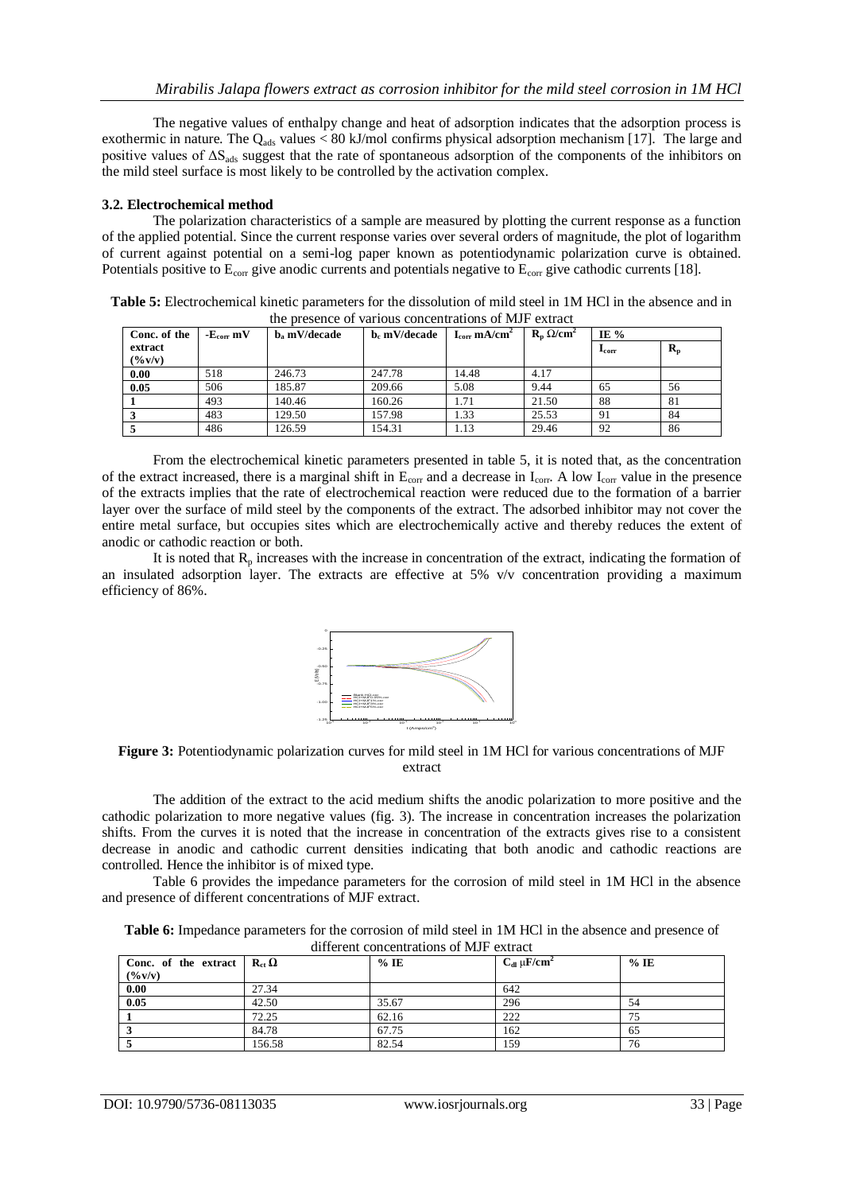The negative values of enthalpy change and heat of adsorption indicates that the adsorption process is exothermic in nature. The $Q_{ads}$ values < 80 kJ/mol confirms physical adsorption mechanism [17]. The large and positive values of $\Delta S_{ads}$ suggest that the rate of spontaneous adsorption of the components of the inhibitors on the mild steel surface is most likely to be controlled by the activation complex.

### 3.2. Electrochemical method

The polarization characteristics of a sample are measured by plotting the current response as a function of the applied potential. Since the current response varies over several orders of magnitude, the plot of logarithm of current against potential on a semi-log paper known as potentiodynamic polarization curve is obtained. Potentials positive to $E_{corr}$ give anodic currents and potentials negative to $E_{corr}$ give cathodic currents [18].

**Table 5:** Electrochemical kinetic parameters for the dissolution of mild steel in 1M HCl in the absence and in the presence of various concentrations of MJF extract

| Conc. of the extract (%v/v) | $-E_{corr}$ mV | $b_a$ mV/decade | $b_c$ mV/decade | $I_{corr}$ mA/cm$^2$ | $R_p$ Ω/cm$^2$ | IE % | |
|---|---|---|---|---|---|---|---|
| | | | | | | $I_{corr}$ | $R_p$ |
| **0.00** | 518 | 246.73 | 247.78 | 14.48 | 4.17 | | |
| **0.05** | 506 | 185.87 | 209.66 | 5.08 | 9.44 | 65 | 56 |
| **1** | 493 | 140.46 | 160.26 | 1.71 | 21.50 | 88 | 81 |
| **3** | 483 | 129.50 | 157.98 | 1.33 | 25.53 | 91 | 84 |
| **5** | 486 | 126.59 | 154.31 | 1.13 | 29.46 | 92 | 86 |

From the electrochemical kinetic parameters presented in table 5, it is noted that, as the concentration of the extract increased, there is a marginal shift in $E_{corr}$ and a decrease in $I_{corr}$. A low $I_{corr}$ value in the presence of the extracts implies that the rate of electrochemical reaction were reduced due to the formation of a barrier layer over the surface of mild steel by the components of the extract. The adsorbed inhibitor may not cover the entire metal surface, but occupies sites which are electrochemically active and thereby reduces the extent of anodic or cathodic reaction or both.

It is noted that $R_p$ increases with the increase in concentration of the extract, indicating the formation of an insulated adsorption layer. The extracts are effective at 5% v/v concentration providing a maximum efficiency of 86%.

**Figure 3:** Potentiodynamic polarization curves for mild steel in 1M HCl for various concentrations of MJF extract

The addition of the extract to the acid medium shifts the anodic polarization to more positive and the cathodic polarization to more negative values (fig. 3). The increase in concentration increases the polarization shifts. From the curves it is noted that the increase in concentration of the extracts gives rise to a consistent decrease in anodic and cathodic current densities indicating that both anodic and cathodic reactions are controlled. Hence the inhibitor is of mixed type.

Table 6 provides the impedance parameters for the corrosion of mild steel in 1M HCl in the absence and presence of different concentrations of MJF extract.

**Table 6:** Impedance parameters for the corrosion of mild steel in 1M HCl in the absence and presence of different concentrations of MJF extract

| Conc. of the extract (%v/v) | $R_{ct}$ Ω | % IE | $C_{dl}$ μF/cm$^2$ | % IE |
|---|---|---|---|---|
| **0.00** | 27.34 | | 642 | |
| **0.05** | 42.50 | 35.67 | 296 | 54 |
| **1** | 72.25 | 62.16 | 222 | 75 |
| **3** | 84.78 | 67.75 | 162 | 65 |
| **5** | 156.58 | 82.54 | 159 | 76 |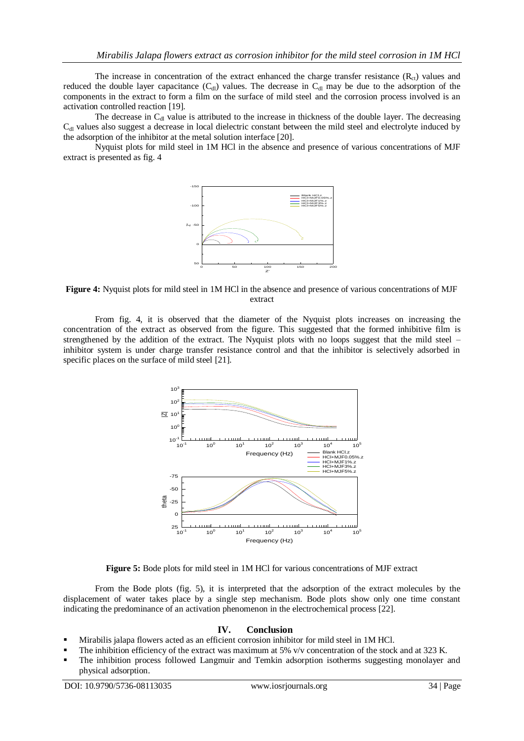The increase in concentration of the extract enhanced the charge transfer resistance ($R_{ct}$) values and reduced the double layer capacitance ($C_{dl}$) values. The decrease in $C_{dl}$ may be due to the adsorption of the components in the extract to form a film on the surface of mild steel and the corrosion process involved is an activation controlled reaction [19].

The decrease in $C_{dl}$ value is attributed to the increase in thickness of the double layer. The decreasing $C_{dl}$ values also suggest a decrease in local dielectric constant between the mild steel and electrolyte induced by the adsorption of the inhibitor at the metal solution interface [20].

Nyquist plots for mild steel in 1M HCl in the absence and presence of various concentrations of MJF extract is presented as fig. 4

**Figure 4:** Nyquist plots for mild steel in 1M HCl in the absence and presence of various concentrations of MJF extract

From fig. 4, it is observed that the diameter of the Nyquist plots increases on increasing the concentration of the extract as observed from the figure. This suggested that the formed inhibitive film is strengthened by the addition of the extract. The Nyquist plots with no loops suggest that the mild steel – inhibitor system is under charge transfer resistance control and that the inhibitor is selectively adsorbed in specific places on the surface of mild steel [21].

**Figure 5:** Bode plots for mild steel in 1M HCl for various concentrations of MJF extract

From the Bode plots (fig. 5), it is interpreted that the adsorption of the extract molecules by the displacement of water takes place by a single step mechanism. Bode plots show only one time constant indicating the predominance of an activation phenomenon in the electrochemical process [22].

## IV. Conclusion

- Mirabilis jalapa flowers acted as an efficient corrosion inhibitor for mild steel in 1M HCl.
- The inhibition efficiency of the extract was maximum at 5% v/v concentration of the stock and at 323 K.
- The inhibition process followed Langmuir and Temkin adsorption isotherms suggesting monolayer and physical adsorption.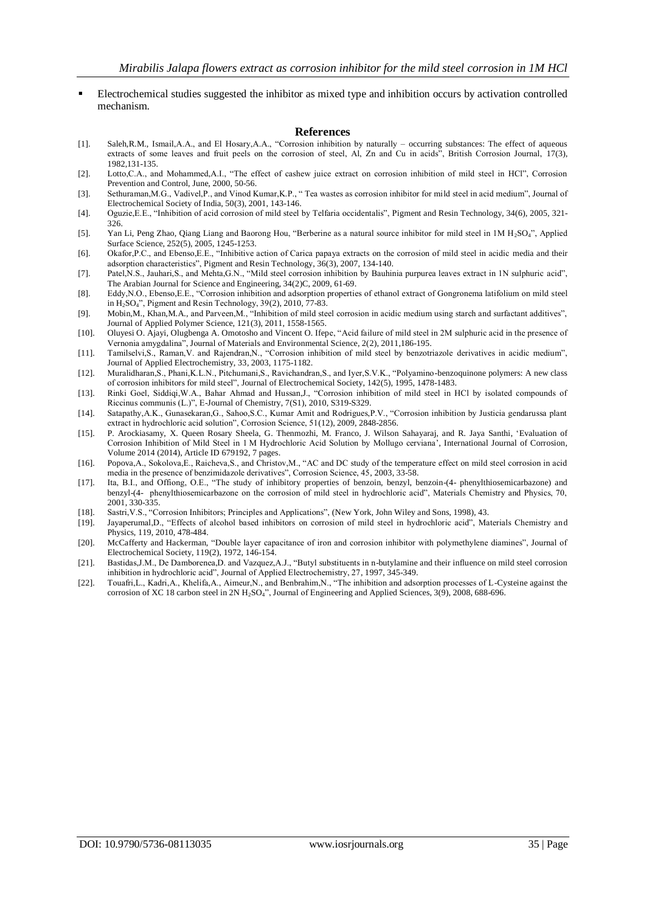- Electrochemical studies suggested the inhibitor as mixed type and inhibition occurs by activation controlled mechanism.

## References

[1]. Saleh,R.M., Ismail,A.A., and El Hosary,A.A., "Corrosion inhibition by naturally – occurring substances: The effect of aqueous extracts of some leaves and fruit peels on the corrosion of steel, Al, Zn and Cu in acids", British Corrosion Journal, 17(3), 1982,131-135.

[2]. Lotto,C.A., and Mohammed,A.I., "The effect of cashew juice extract on corrosion inhibition of mild steel in HCl", Corrosion Prevention and Control, June, 2000, 50-56.

[3]. Sethuraman,M.G., Vadivel,P., and Vinod Kumar,K.P., " Tea wastes as corrosion inhibitor for mild steel in acid medium", Journal of Electrochemical Society of India, 50(3), 2001, 143-146.

[4]. Oguzie,E.E., "Inhibition of acid corrosion of mild steel by Telfaria occidentalis", Pigment and Resin Technology, 34(6), 2005, 321-326.

[5]. Yan Li, Peng Zhao, Qiang Liang and Baorong Hou, "Berberine as a natural source inhibitor for mild steel in 1M $H_2SO_4$", Applied Surface Science, 252(5), 2005, 1245-1253.

[6]. Okafor,P.C., and Ebenso,E.E., "Inhibitive action of Carica papaya extracts on the corrosion of mild steel in acidic media and their adsorption characteristics", Pigment and Resin Technology, 36(3), 2007, 134-140.

[7]. Patel,N.S., Jauhari,S., and Mehta,G.N., "Mild steel corrosion inhibition by Bauhinia purpurea leaves extract in 1N sulphuric acid", The Arabian Journal for Science and Engineering, 34(2)C, 2009, 61-69.

[8]. Eddy,N.O., Ebenso,E.E., "Corrosion inhibition and adsorption properties of ethanol extract of Gongronema latifolium on mild steel in $H_2SO_4$", Pigment and Resin Technology, 39(2), 2010, 77-83.

[9]. Mobin,M., Khan,M.A., and Parveen,M., "Inhibition of mild steel corrosion in acidic medium using starch and surfactant additives", Journal of Applied Polymer Science, 121(3), 2011, 1558-1565.

[10]. Oluyesi O. Ajayi, Olugbenga A. Omotosho and Vincent O. Ifepe, "Acid failure of mild steel in 2M sulphuric acid in the presence of Vernonia amygdalina", Journal of Materials and Environmental Science, 2(2), 2011,186-195.

[11]. Tamilselvi,S., Raman,V. and Rajendran,N., "Corrosion inhibition of mild steel by benzotriazole derivatives in acidic medium", Journal of Applied Electrochemistry, 33, 2003, 1175-1182.

[12]. Muralidharan,S., Phani,K.L.N., Pitchumani,S., Ravichandran,S., and Iyer,S.V.K., "Polyamino-benzoquinone polymers: A new class of corrosion inhibitors for mild steel", Journal of Electrochemical Society, 142(5), 1995, 1478-1483.

[13]. Rinki Goel, Siddiqi,W.A., Bahar Ahmad and Hussan,J., "Corrosion inhibition of mild steel in HCl by isolated compounds of Riccinus communis (L.)", E-Journal of Chemistry, 7(S1), 2010, S319-S329.

[14]. Satapathy,A.K., Gunasekaran,G., Sahoo,S.C., Kumar Amit and Rodrigues,P.V., "Corrosion inhibition by Justicia gendarussa plant extract in hydrochloric acid solution", Corrosion Science, 51(12), 2009, 2848-2856.

[15]. P. Arockiasamy, X. Queen Rosary Sheela, G. Thenmozhi, M. Franco, J. Wilson Sahayaraj, and R. Jaya Santhi, 'Evaluation of Corrosion Inhibition of Mild Steel in 1 M Hydrochloric Acid Solution by Mollugo cerviana', International Journal of Corrosion, Volume 2014 (2014), Article ID 679192, 7 pages.

[16]. Popova,A., Sokolova,E., Raicheva,S., and Christov,M., "AC and DC study of the temperature effect on mild steel corrosion in acid media in the presence of benzimidazole derivatives", Corrosion Science, 45, 2003, 33-58.

[17]. Ita, B.I., and Offiong, O.E., "The study of inhibitory properties of benzoin, benzyl, benzoin-(4- phenylthiosemicarbazone) and benzyl-(4- phenylthiosemicarbazone on the corrosion of mild steel in hydrochloric acid", Materials Chemistry and Physics, 70, 2001, 330-335.

[18]. Sastri,V.S., "Corrosion Inhibitors; Principles and Applications", (New York, John Wiley and Sons, 1998), 43.

[19]. Jayaperumal,D., "Effects of alcohol based inhibitors on corrosion of mild steel in hydrochloric acid", Materials Chemistry and Physics, 119, 2010, 478-484.

[20]. McCafferty and Hackerman, "Double layer capacitance of iron and corrosion inhibitor with polymethylene diamines", Journal of Electrochemical Society, 119(2), 1972, 146-154.

[21]. Bastidas,J.M., De Damborenea,D. and Vazquez,A.J., "Butyl substituents in n-butylamine and their influence on mild steel corrosion inhibition in hydrochloric acid", Journal of Applied Electrochemistry, 27, 1997, 345-349.

[22]. Touafri,L., Kadri,A., Khelifa,A., Aimeur,N., and Benbrahim,N., "The inhibition and adsorption processes of L-Cysteine against the corrosion of XC 18 carbon steel in 2N $H_2SO_4$", Journal of Engineering and Applied Sciences, 3(9), 2008, 688-696.